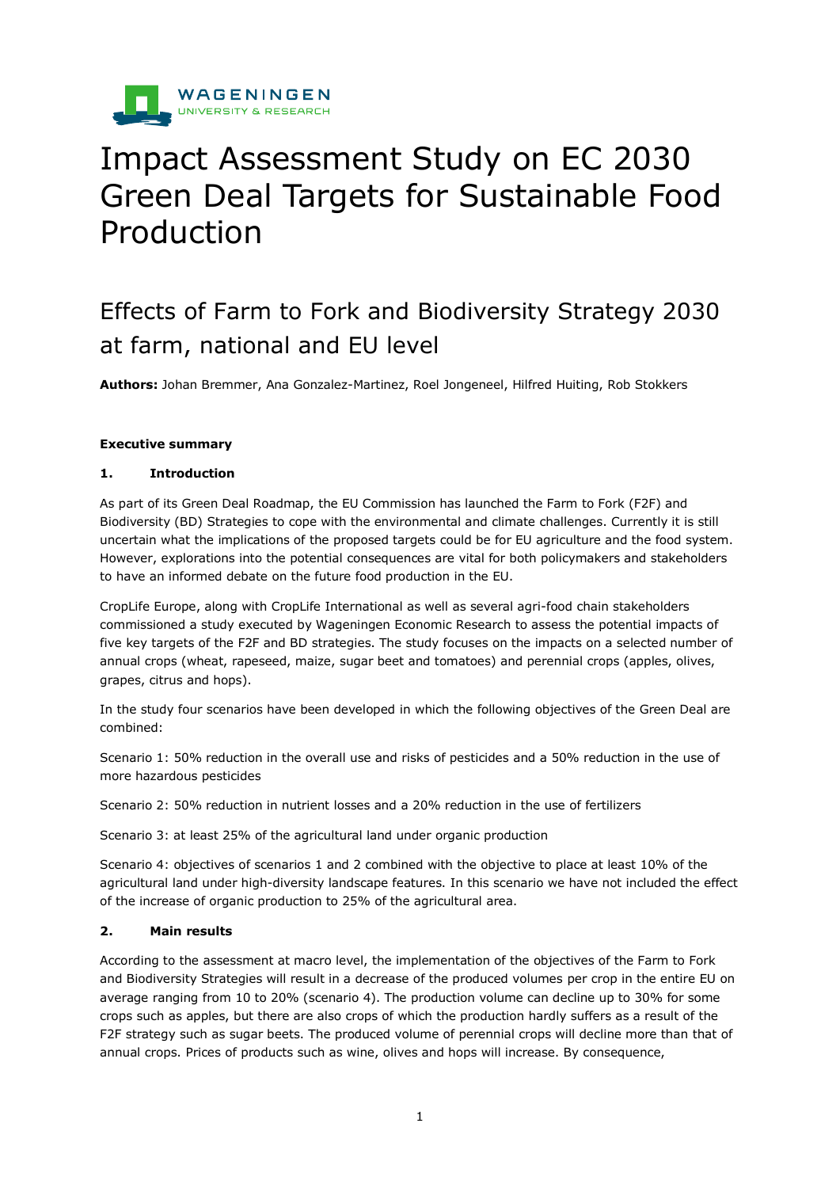# Impact Assessment Study on EC 2030 Green Deal Targets for Sustainable Food Production

## Effects of Farm to Fork and Biodiversity Strategy 2030 at farm, national and EU level

**Authors:** Johan Bremmer, Ana Gonzalez-Martinez, Roel Jongeneel, Hilfred Huiting, Rob Stokkers

**Executive summary**

### 1. Introduction

As part of its Green Deal Roadmap, the EU Commission has launched the Farm to Fork (F2F) and Biodiversity (BD) Strategies to cope with the environmental and climate challenges. Currently it is still uncertain what the implications of the proposed targets could be for EU agriculture and the food system. However, explorations into the potential consequences are vital for both policymakers and stakeholders to have an informed debate on the future food production in the EU.

CropLife Europe, along with CropLife International as well as several agri-food chain stakeholders commissioned a study executed by Wageningen Economic Research to assess the potential impacts of five key targets of the F2F and BD strategies. The study focuses on the impacts on a selected number of annual crops (wheat, rapeseed, maize, sugar beet and tomatoes) and perennial crops (apples, olives, grapes, citrus and hops).

In the study four scenarios have been developed in which the following objectives of the Green Deal are combined:

Scenario 1: 50% reduction in the overall use and risks of pesticides and a 50% reduction in the use of more hazardous pesticides

Scenario 2: 50% reduction in nutrient losses and a 20% reduction in the use of fertilizers

Scenario 3: at least 25% of the agricultural land under organic production

Scenario 4: objectives of scenarios 1 and 2 combined with the objective to place at least 10% of the agricultural land under high-diversity landscape features. In this scenario we have not included the effect of the increase of organic production to 25% of the agricultural area.

### 2. Main results

According to the assessment at macro level, the implementation of the objectives of the Farm to Fork and Biodiversity Strategies will result in a decrease of the produced volumes per crop in the entire EU on average ranging from 10 to 20% (scenario 4). The production volume can decline up to 30% for some crops such as apples, but there are also crops of which the production hardly suffers as a result of the F2F strategy such as sugar beets. The produced volume of perennial crops will decline more than that of annual crops. Prices of products such as wine, olives and hops will increase. By consequence,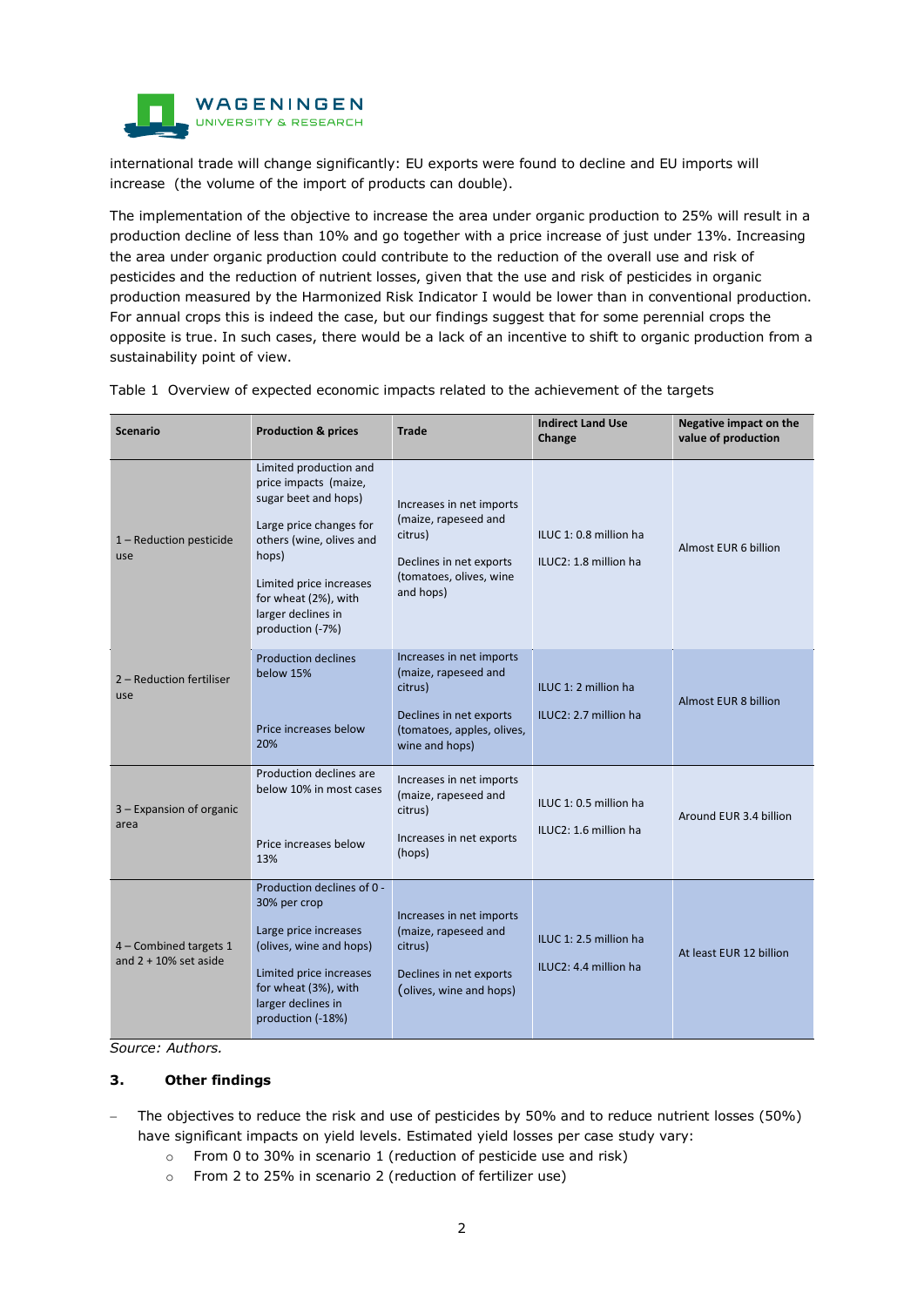international trade will change significantly: EU exports were found to decline and EU imports will increase (the volume of the import of products can double).

The implementation of the objective to increase the area under organic production to 25% will result in a production decline of less than 10% and go together with a price increase of just under 13%. Increasing the area under organic production could contribute to the reduction of the overall use and risk of pesticides and the reduction of nutrient losses, given that the use and risk of pesticides in organic production measured by the Harmonized Risk Indicator I would be lower than in conventional production. For annual crops this is indeed the case, but our findings suggest that for some perennial crops the opposite is true. In such cases, there would be a lack of an incentive to shift to organic production from a sustainability point of view.

Table 1 Overview of expected economic impacts related to the achievement of the targets

| Scenario | Production & prices | Trade | Indirect Land Use Change | Negative impact on the value of production |
|---|---|---|---|---|
| 1 – Reduction pesticide use | Limited production and price impacts (maize, sugar beet and hops)<br><br>Large price changes for others (wine, olives and hops)<br><br>Limited price increases for wheat (2%), with larger declines in production (-7%) | Increases in net imports (maize, rapeseed and citrus)<br><br>Declines in net exports (tomatoes, olives, wine and hops) | ILUC 1: 0.8 million ha<br><br>ILUC2: 1.8 million ha | Almost EUR 6 billion |
| 2 – Reduction fertiliser use | Production declines below 15%<br><br>Price increases below 20% | Increases in net imports (maize, rapeseed and citrus)<br><br>Declines in net exports (tomatoes, apples, olives, wine and hops) | ILUC 1: 2 million ha<br><br>ILUC2: 2.7 million ha | Almost EUR 8 billion |
| 3 – Expansion of organic area | Production declines are below 10% in most cases<br><br>Price increases below 13% | Increases in net imports (maize, rapeseed and citrus)<br><br>Increases in net exports (hops) | ILUC 1: 0.5 million ha<br><br>ILUC2: 1.6 million ha | Around EUR 3.4 billion |
| 4 – Combined targets 1 and 2 + 10% set aside | Production declines of 0 - 30% per crop<br><br>Large price increases (olives, wine and hops)<br><br>Limited price increases for wheat (3%), with larger declines in production (-18%) | Increases in net imports (maize, rapeseed and citrus)<br><br>Declines in net exports (olives, wine and hops) | ILUC 1: 2.5 million ha<br><br>ILUC2: 4.4 million ha | At least EUR 12 billion |

*Source: Authors.*

### 3. Other findings

- The objectives to reduce the risk and use of pesticides by 50% and to reduce nutrient losses (50%) have significant impacts on yield levels. Estimated yield losses per case study vary:
  - From 0 to 30% in scenario 1 (reduction of pesticide use and risk)
  - From 2 to 25% in scenario 2 (reduction of fertilizer use)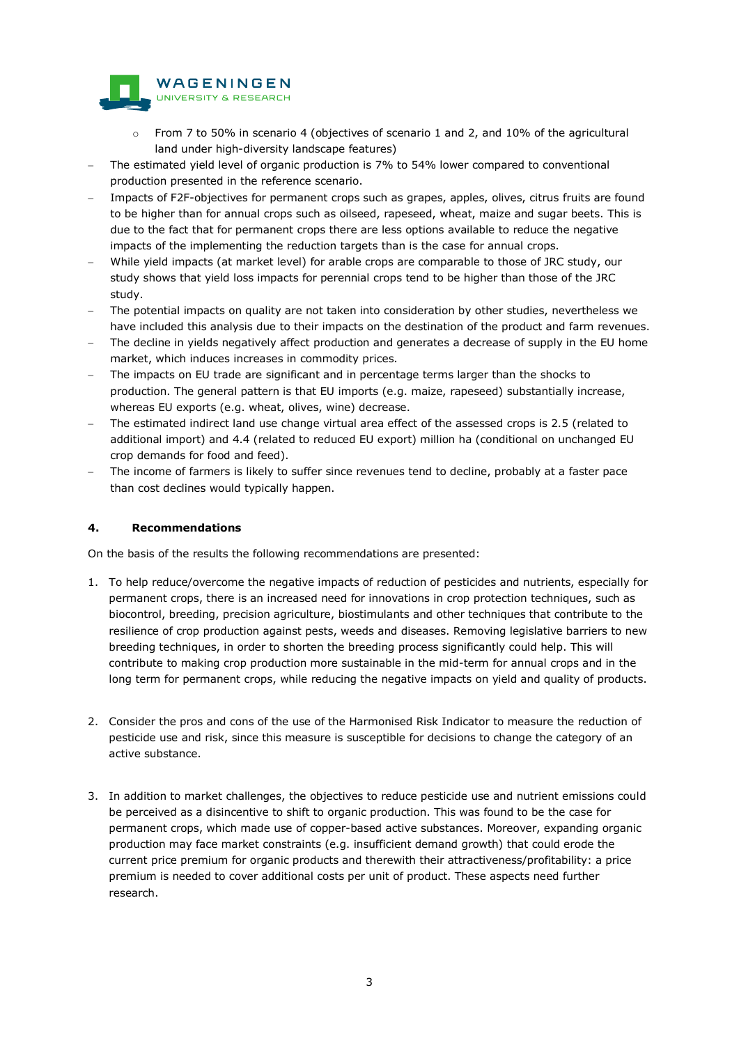- From 7 to 50% in scenario 4 (objectives of scenario 1 and 2, and 10% of the agricultural land under high-diversity landscape features)
- The estimated yield level of organic production is 7% to 54% lower compared to conventional production presented in the reference scenario.
- Impacts of F2F-objectives for permanent crops such as grapes, apples, olives, citrus fruits are found to be higher than for annual crops such as oilseed, rapeseed, wheat, maize and sugar beets. This is due to the fact that for permanent crops there are less options available to reduce the negative impacts of the implementing the reduction targets than is the case for annual crops.
- While yield impacts (at market level) for arable crops are comparable to those of JRC study, our study shows that yield loss impacts for perennial crops tend to be higher than those of the JRC study.
- The potential impacts on quality are not taken into consideration by other studies, nevertheless we have included this analysis due to their impacts on the destination of the product and farm revenues.
- The decline in yields negatively affect production and generates a decrease of supply in the EU home market, which induces increases in commodity prices.
- The impacts on EU trade are significant and in percentage terms larger than the shocks to production. The general pattern is that EU imports (e.g. maize, rapeseed) substantially increase, whereas EU exports (e.g. wheat, olives, wine) decrease.
- The estimated indirect land use change virtual area effect of the assessed crops is 2.5 (related to additional import) and 4.4 (related to reduced EU export) million ha (conditional on unchanged EU crop demands for food and feed).
- The income of farmers is likely to suffer since revenues tend to decline, probably at a faster pace than cost declines would typically happen.

## 4. Recommendations

On the basis of the results the following recommendations are presented:

1. To help reduce/overcome the negative impacts of reduction of pesticides and nutrients, especially for permanent crops, there is an increased need for innovations in crop protection techniques, such as biocontrol, breeding, precision agriculture, biostimulants and other techniques that contribute to the resilience of crop production against pests, weeds and diseases. Removing legislative barriers to new breeding techniques, in order to shorten the breeding process significantly could help. This will contribute to making crop production more sustainable in the mid-term for annual crops and in the long term for permanent crops, while reducing the negative impacts on yield and quality of products.

2. Consider the pros and cons of the use of the Harmonised Risk Indicator to measure the reduction of pesticide use and risk, since this measure is susceptible for decisions to change the category of an active substance.

3. In addition to market challenges, the objectives to reduce pesticide use and nutrient emissions could be perceived as a disincentive to shift to organic production. This was found to be the case for permanent crops, which made use of copper-based active substances. Moreover, expanding organic production may face market constraints (e.g. insufficient demand growth) that could erode the current price premium for organic products and therewith their attractiveness/profitability: a price premium is needed to cover additional costs per unit of product. These aspects need further research.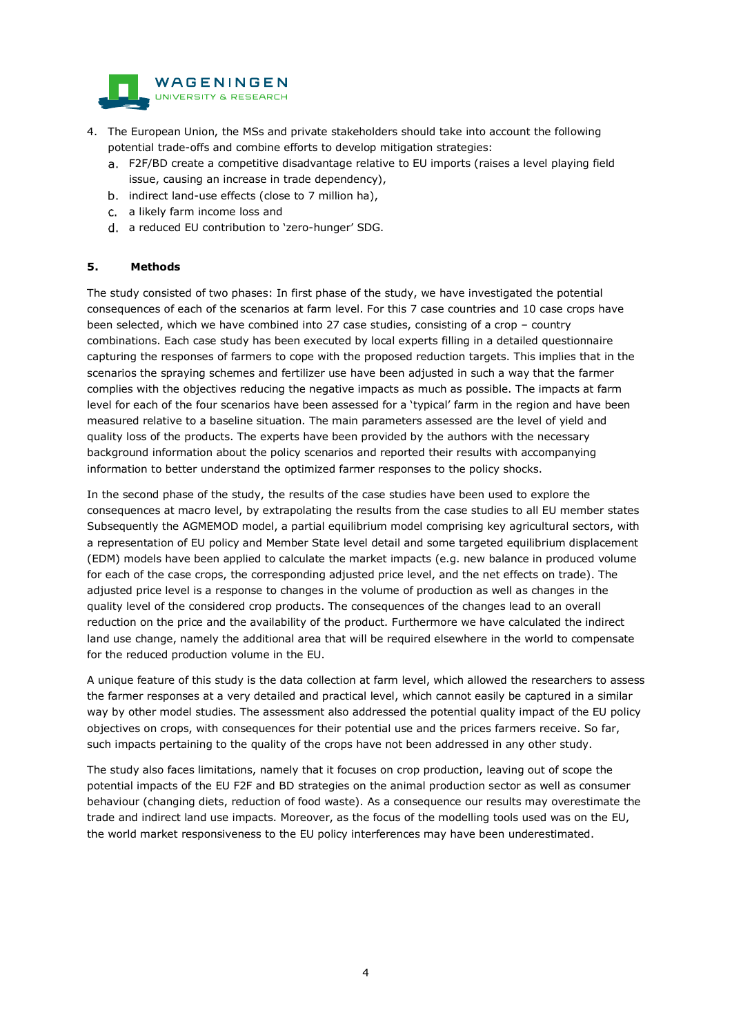4. The European Union, the MSs and private stakeholders should take into account the following potential trade-offs and combine efforts to develop mitigation strategies:
   a. F2F/BD create a competitive disadvantage relative to EU imports (raises a level playing field issue, causing an increase in trade dependency),
   b. indirect land-use effects (close to 7 million ha),
   c. a likely farm income loss and
   d. a reduced EU contribution to 'zero-hunger' SDG.

## 5. Methods

The study consisted of two phases: In first phase of the study, we have investigated the potential consequences of each of the scenarios at farm level. For this 7 case countries and 10 case crops have been selected, which we have combined into 27 case studies, consisting of a crop – country combinations. Each case study has been executed by local experts filling in a detailed questionnaire capturing the responses of farmers to cope with the proposed reduction targets. This implies that in the scenarios the spraying schemes and fertilizer use have been adjusted in such a way that the farmer complies with the objectives reducing the negative impacts as much as possible. The impacts at farm level for each of the four scenarios have been assessed for a 'typical' farm in the region and have been measured relative to a baseline situation. The main parameters assessed are the level of yield and quality loss of the products. The experts have been provided by the authors with the necessary background information about the policy scenarios and reported their results with accompanying information to better understand the optimized farmer responses to the policy shocks.

In the second phase of the study, the results of the case studies have been used to explore the consequences at macro level, by extrapolating the results from the case studies to all EU member states Subsequently the AGMEMOD model, a partial equilibrium model comprising key agricultural sectors, with a representation of EU policy and Member State level detail and some targeted equilibrium displacement (EDM) models have been applied to calculate the market impacts (e.g. new balance in produced volume for each of the case crops, the corresponding adjusted price level, and the net effects on trade). The adjusted price level is a response to changes in the volume of production as well as changes in the quality level of the considered crop products. The consequences of the changes lead to an overall reduction on the price and the availability of the product. Furthermore we have calculated the indirect land use change, namely the additional area that will be required elsewhere in the world to compensate for the reduced production volume in the EU.

A unique feature of this study is the data collection at farm level, which allowed the researchers to assess the farmer responses at a very detailed and practical level, which cannot easily be captured in a similar way by other model studies. The assessment also addressed the potential quality impact of the EU policy objectives on crops, with consequences for their potential use and the prices farmers receive. So far, such impacts pertaining to the quality of the crops have not been addressed in any other study.

The study also faces limitations, namely that it focuses on crop production, leaving out of scope the potential impacts of the EU F2F and BD strategies on the animal production sector as well as consumer behaviour (changing diets, reduction of food waste). As a consequence our results may overestimate the trade and indirect land use impacts. Moreover, as the focus of the modelling tools used was on the EU, the world market responsiveness to the EU policy interferences may have been underestimated.